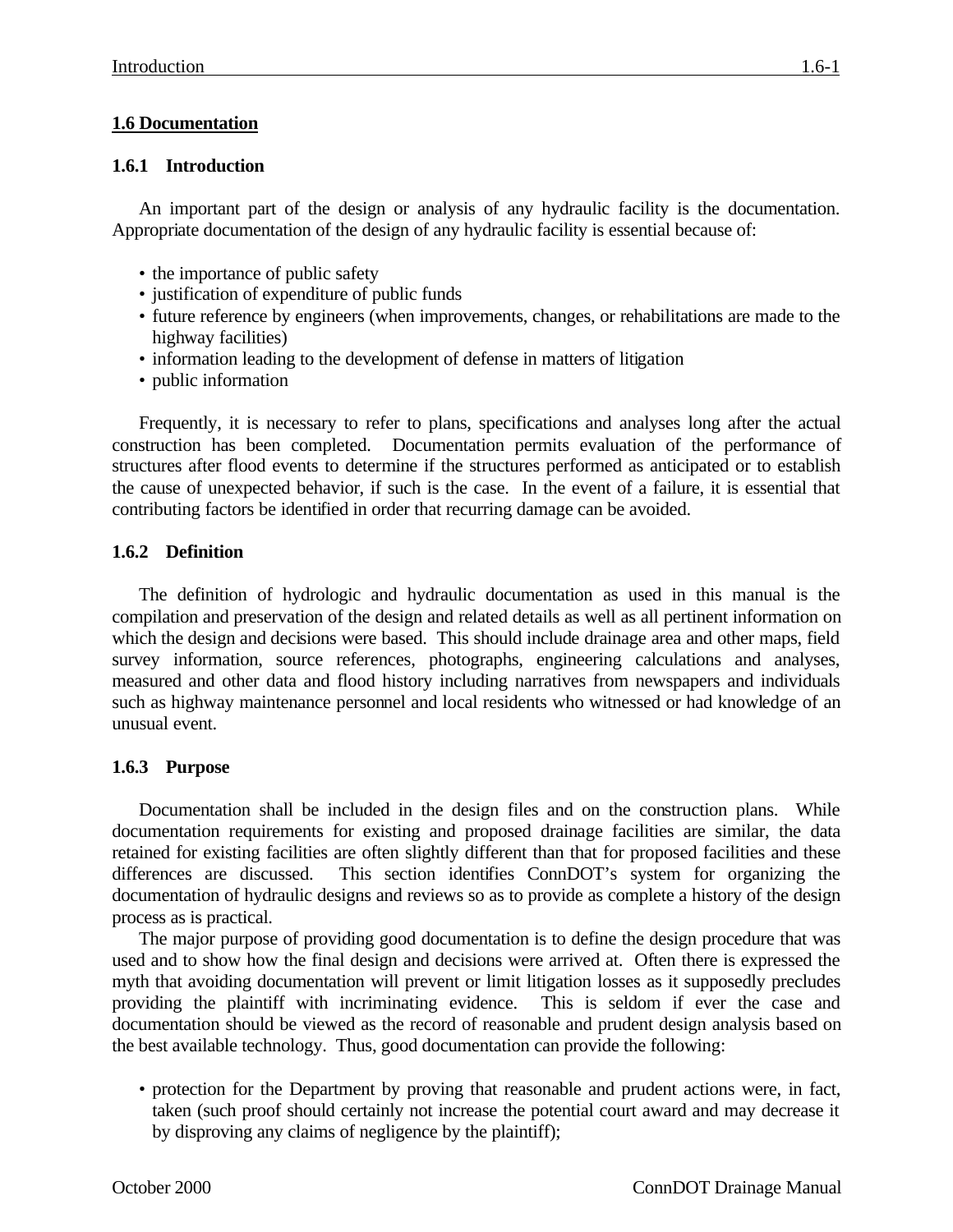## 1.6 Documentation

### 1.6.1 Introduction

An important part of the design or analysis of any hydraulic facility is the documentation. Appropriate documentation of the design of any hydraulic facility is essential because of:

- the importance of public safety
- justification of expenditure of public funds
- future reference by engineers (when improvements, changes, or rehabilitations are made to the highway facilities)
- information leading to the development of defense in matters of litigation
- public information

Frequently, it is necessary to refer to plans, specifications and analyses long after the actual construction has been completed. Documentation permits evaluation of the performance of structures after flood events to determine if the structures performed as anticipated or to establish the cause of unexpected behavior, if such is the case. In the event of a failure, it is essential that contributing factors be identified in order that recurring damage can be avoided.

### 1.6.2 Definition

The definition of hydrologic and hydraulic documentation as used in this manual is the compilation and preservation of the design and related details as well as all pertinent information on which the design and decisions were based. This should include drainage area and other maps, field survey information, source references, photographs, engineering calculations and analyses, measured and other data and flood history including narratives from newspapers and individuals such as highway maintenance personnel and local residents who witnessed or had knowledge of an unusual event.

### 1.6.3 Purpose

Documentation shall be included in the design files and on the construction plans. While documentation requirements for existing and proposed drainage facilities are similar, the data retained for existing facilities are often slightly different than that for proposed facilities and these differences are discussed. This section identifies ConnDOT's system for organizing the documentation of hydraulic designs and reviews so as to provide as complete a history of the design process as is practical.

The major purpose of providing good documentation is to define the design procedure that was used and to show how the final design and decisions were arrived at. Often there is expressed the myth that avoiding documentation will prevent or limit litigation losses as it supposedly precludes providing the plaintiff with incriminating evidence. This is seldom if ever the case and documentation should be viewed as the record of reasonable and prudent design analysis based on the best available technology. Thus, good documentation can provide the following:

- protection for the Department by proving that reasonable and prudent actions were, in fact, taken (such proof should certainly not increase the potential court award and may decrease it by disproving any claims of negligence by the plaintiff);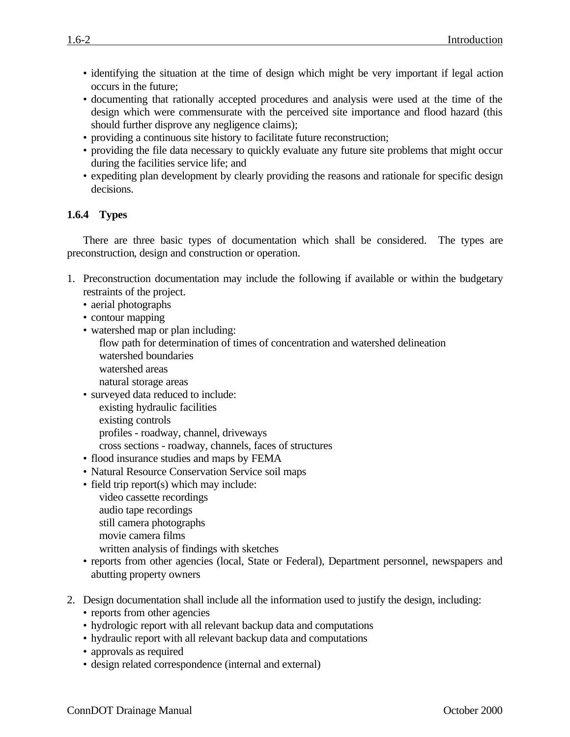- identifying the situation at the time of design which might be very important if legal action occurs in the future;
- documenting that rationally accepted procedures and analysis were used at the time of the design which were commensurate with the perceived site importance and flood hazard (this should further disprove any negligence claims);
- providing a continuous site history to facilitate future reconstruction;
- providing the file data necessary to quickly evaluate any future site problems that might occur during the facilities service life; and
- expediting plan development by clearly providing the reasons and rationale for specific design decisions.

### 1.6.4 Types

There are three basic types of documentation which shall be considered. The types are preconstruction, design and construction or operation.

1. Preconstruction documentation may include the following if available or within the budgetary restraints of the project.
   - aerial photographs
   - contour mapping
   - watershed map or plan including:
     - flow path for determination of times of concentration and watershed delineation
     - watershed boundaries
     - watershed areas
     - natural storage areas
   - surveyed data reduced to include:
     - existing hydraulic facilities
     - existing controls
     - profiles - roadway, channel, driveways
     - cross sections - roadway, channels, faces of structures
   - flood insurance studies and maps by FEMA
   - Natural Resource Conservation Service soil maps
   - field trip report(s) which may include:
     - video cassette recordings
     - audio tape recordings
     - still camera photographs
     - movie camera films
     - written analysis of findings with sketches
   - reports from other agencies (local, State or Federal), Department personnel, newspapers and abutting property owners

2. Design documentation shall include all the information used to justify the design, including:
   - reports from other agencies
   - hydrologic report with all relevant backup data and computations
   - hydraulic report with all relevant backup data and computations
   - approvals as required
   - design related correspondence (internal and external)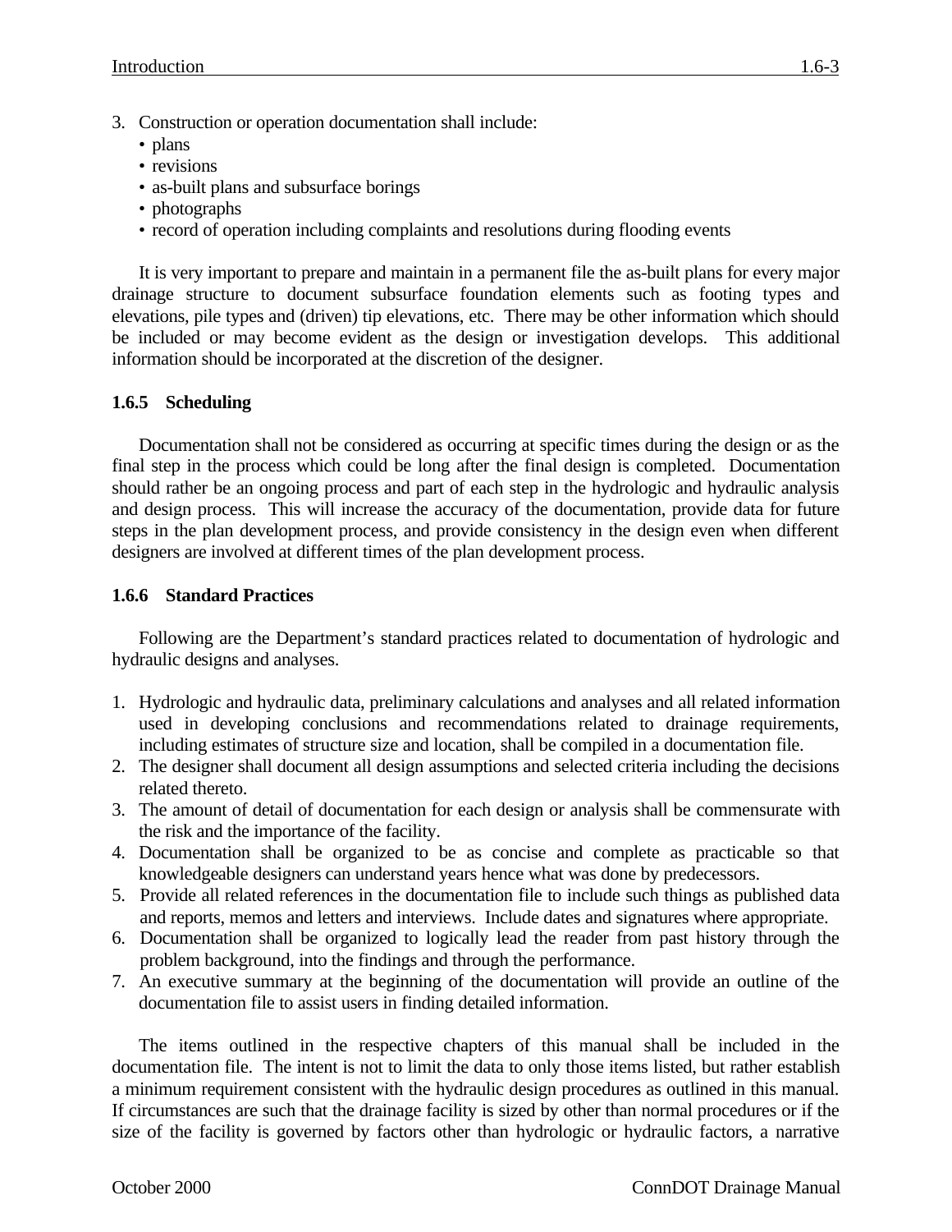3. Construction or operation documentation shall include:
   - plans
   - revisions
   - as-built plans and subsurface borings
   - photographs
   - record of operation including complaints and resolutions during flooding events

It is very important to prepare and maintain in a permanent file the as-built plans for every major drainage structure to document subsurface foundation elements such as footing types and elevations, pile types and (driven) tip elevations, etc. There may be other information which should be included or may become evident as the design or investigation develops. This additional information should be incorporated at the discretion of the designer.

### 1.6.5 Scheduling

Documentation shall not be considered as occurring at specific times during the design or as the final step in the process which could be long after the final design is completed. Documentation should rather be an ongoing process and part of each step in the hydrologic and hydraulic analysis and design process. This will increase the accuracy of the documentation, provide data for future steps in the plan development process, and provide consistency in the design even when different designers are involved at different times of the plan development process.

### 1.6.6 Standard Practices

Following are the Department's standard practices related to documentation of hydrologic and hydraulic designs and analyses.

1. Hydrologic and hydraulic data, preliminary calculations and analyses and all related information used in developing conclusions and recommendations related to drainage requirements, including estimates of structure size and location, shall be compiled in a documentation file.
2. The designer shall document all design assumptions and selected criteria including the decisions related thereto.
3. The amount of detail of documentation for each design or analysis shall be commensurate with the risk and the importance of the facility.
4. Documentation shall be organized to be as concise and complete as practicable so that knowledgeable designers can understand years hence what was done by predecessors.
5. Provide all related references in the documentation file to include such things as published data and reports, memos and letters and interviews. Include dates and signatures where appropriate.
6. Documentation shall be organized to logically lead the reader from past history through the problem background, into the findings and through the performance.
7. An executive summary at the beginning of the documentation will provide an outline of the documentation file to assist users in finding detailed information.

The items outlined in the respective chapters of this manual shall be included in the documentation file. The intent is not to limit the data to only those items listed, but rather establish a minimum requirement consistent with the hydraulic design procedures as outlined in this manual. If circumstances are such that the drainage facility is sized by other than normal procedures or if the size of the facility is governed by factors other than hydrologic or hydraulic factors, a narrative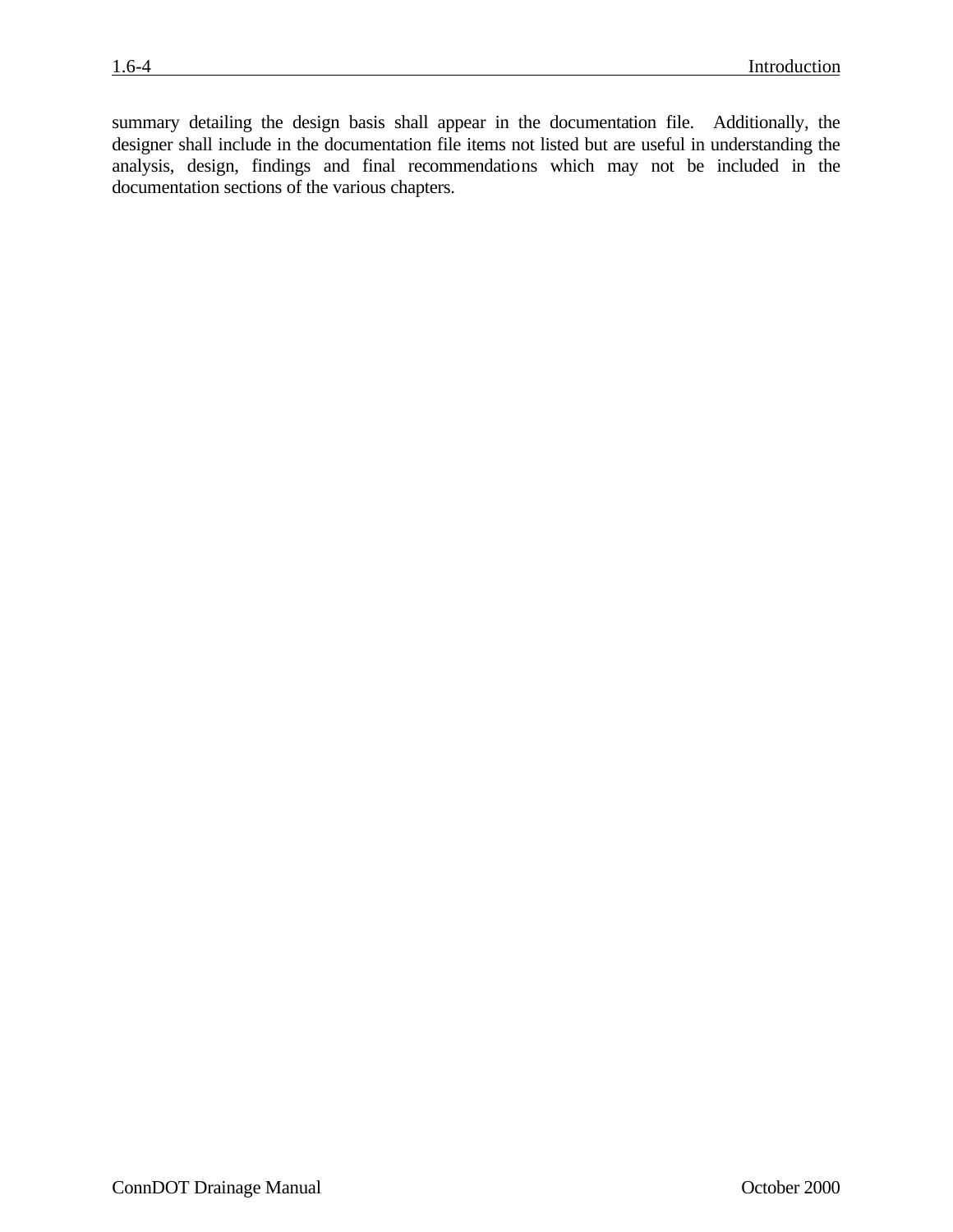summary detailing the design basis shall appear in the documentation file. Additionally, the designer shall include in the documentation file items not listed but are useful in understanding the analysis, design, findings and final recommendations which may not be included in the documentation sections of the various chapters.